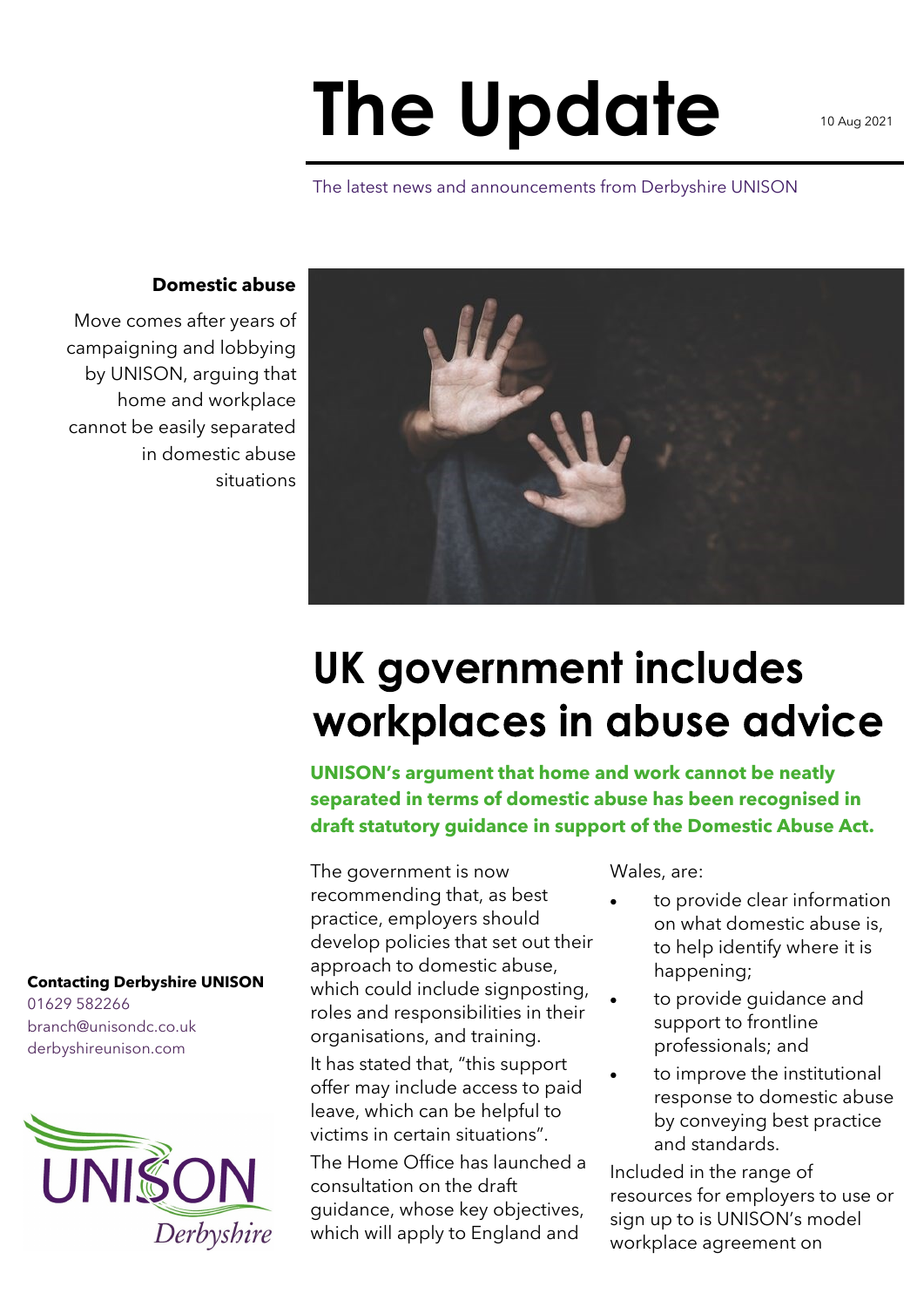# The Update

10 Aug 2021

The latest news and announcements from Derbyshire UNISON

**Domestic abuse**

Move comes after years of campaigning and lobbying by UNISON, arguing that home and workplace cannot be easily separated in domestic abuse situations

## UK government includes workplaces in abuse advice

**UNISON's argument that home and work cannot be neatly separated in terms of domestic abuse has been recognised in draft statutory guidance in support of the Domestic Abuse Act.**

The government is now recommending that, as best practice, employers should develop policies that set out their approach to domestic abuse, which could include signposting, roles and responsibilities in their organisations, and training.

It has stated that, "this support offer may include access to paid leave, which can be helpful to victims in certain situations".

The Home Office has launched a consultation on the draft guidance, whose key objectives, which will apply to England and Wales, are:

- to provide clear information on what domestic abuse is, to help identify where it is happening;
- to provide guidance and support to frontline professionals; and
- to improve the institutional response to domestic abuse by conveying best practice and standards.

Included in the range of resources for employers to use or sign up to is UNISON's model workplace agreement on

**Contacting Derbyshire UNISON**
01629 582266
branch@unisondc.co.uk
derbyshireunison.com

UNISON Derbyshire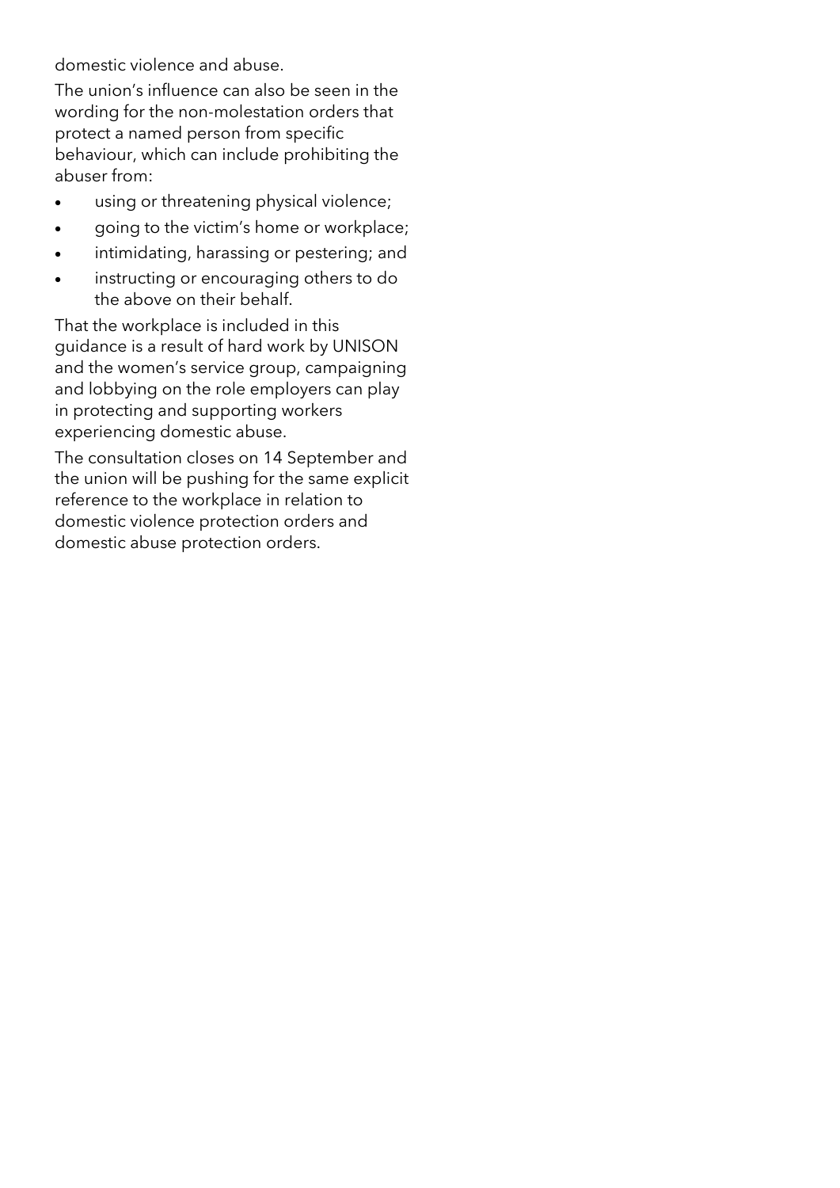domestic violence and abuse.

The union's influence can also be seen in the wording for the non-molestation orders that protect a named person from specific behaviour, which can include prohibiting the abuser from:

- using or threatening physical violence;
- going to the victim's home or workplace;
- intimidating, harassing or pestering; and
- instructing or encouraging others to do the above on their behalf.

That the workplace is included in this guidance is a result of hard work by UNISON and the women's service group, campaigning and lobbying on the role employers can play in protecting and supporting workers experiencing domestic abuse.

The consultation closes on 14 September and the union will be pushing for the same explicit reference to the workplace in relation to domestic violence protection orders and domestic abuse protection orders.